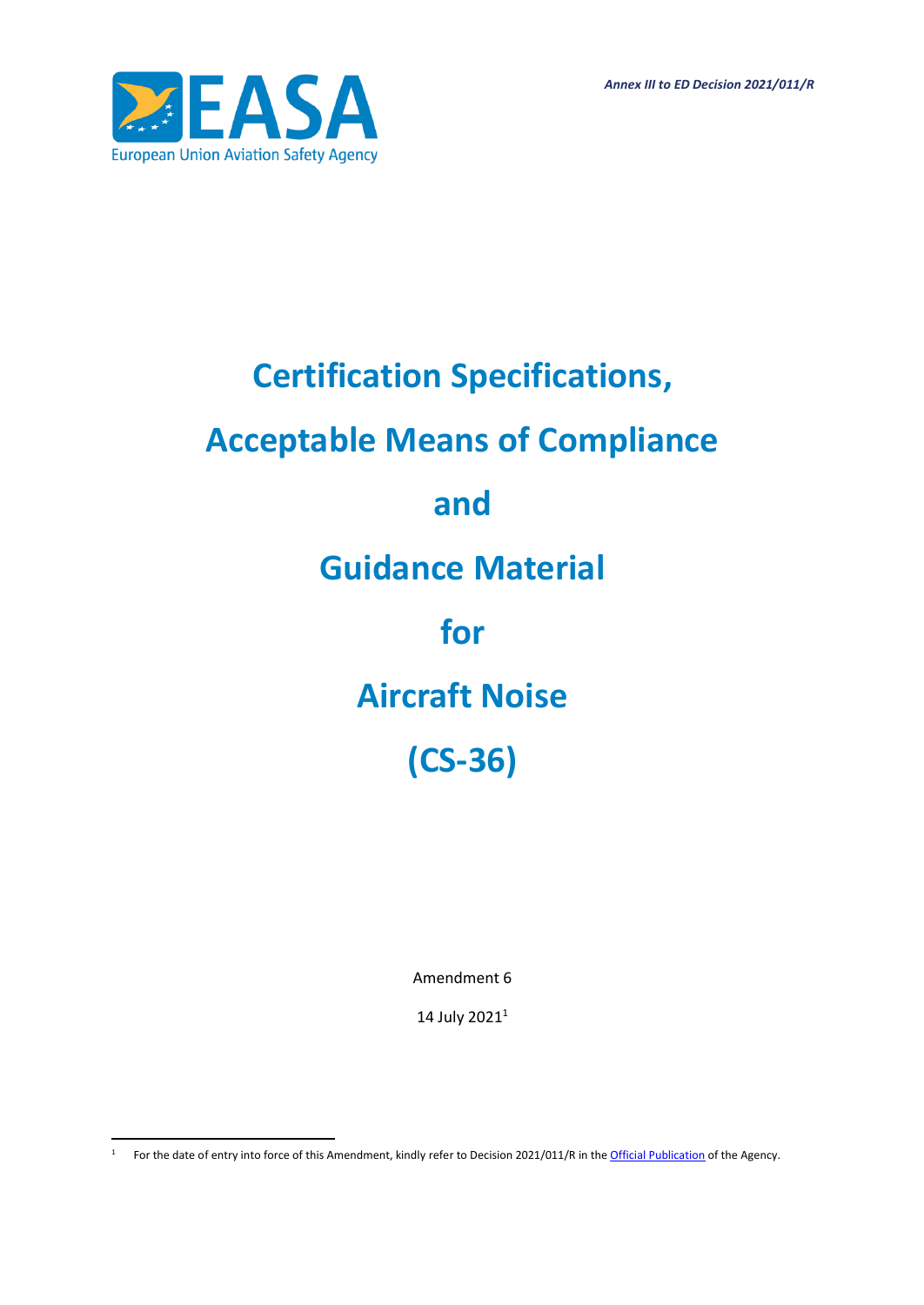*Annex III to ED Decision 2021/011/R*

European Union Aviation Safety Agency

# Certification Specifications,

# Acceptable Means of Compliance

# and

# Guidance Material

# for

# Aircraft Noise

# (CS-36)

Amendment 6

14 July 2021[1]

[1] For the date of entry into force of this Amendment, kindly refer to Decision 2021/011/R in the Official Publication of the Agency.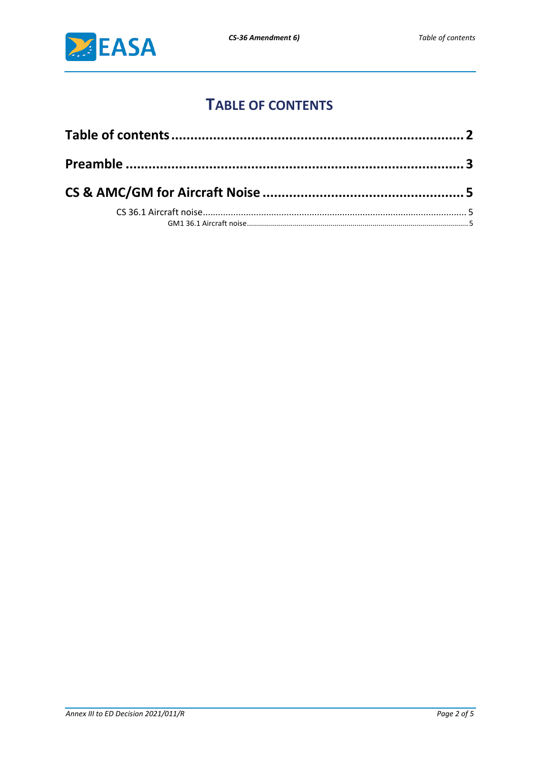# TABLE OF CONTENTS

**Table of contents** .......... **2**

**Preamble** .......... **3**

**CS & AMC/GM for Aircraft Noise** .......... **5**

CS 36.1 Aircraft noise .......... 5

GM1 36.1 Aircraft noise .......... 5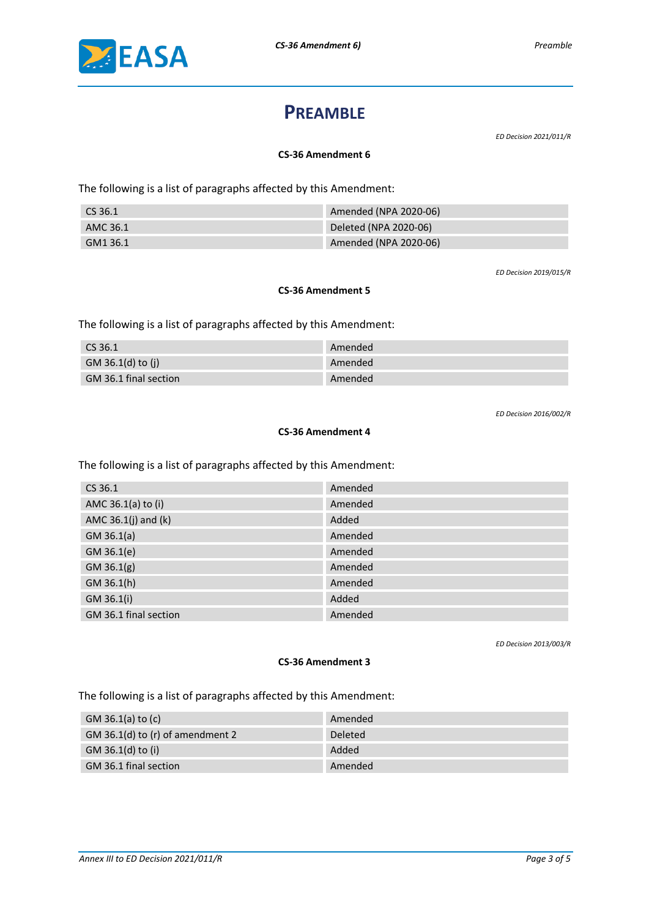# PREAMBLE

*ED Decision 2021/011/R*

**CS-36 Amendment 6**

The following is a list of paragraphs affected by this Amendment:

| | |
|---|---|
| CS 36.1 | Amended (NPA 2020-06) |
| AMC 36.1 | Deleted (NPA 2020-06) |
| GM1 36.1 | Amended (NPA 2020-06) |

*ED Decision 2019/015/R*

**CS-36 Amendment 5**

The following is a list of paragraphs affected by this Amendment:

| | |
|---|---|
| CS 36.1 | Amended |
| GM 36.1(d) to (j) | Amended |
| GM 36.1 final section | Amended |

*ED Decision 2016/002/R*

**CS-36 Amendment 4**

The following is a list of paragraphs affected by this Amendment:

| | |
|---|---|
| CS 36.1 | Amended |
| AMC 36.1(a) to (i) | Amended |
| AMC 36.1(j) and (k) | Added |
| GM 36.1(a) | Amended |
| GM 36.1(e) | Amended |
| GM 36.1(g) | Amended |
| GM 36.1(h) | Amended |
| GM 36.1(i) | Added |
| GM 36.1 final section | Amended |

*ED Decision 2013/003/R*

**CS-36 Amendment 3**

The following is a list of paragraphs affected by this Amendment:

| | |
|---|---|
| GM 36.1(a) to (c) | Amended |
| GM 36.1(d) to (r) of amendment 2 | Deleted |
| GM 36.1(d) to (i) | Added |
| GM 36.1 final section | Amended |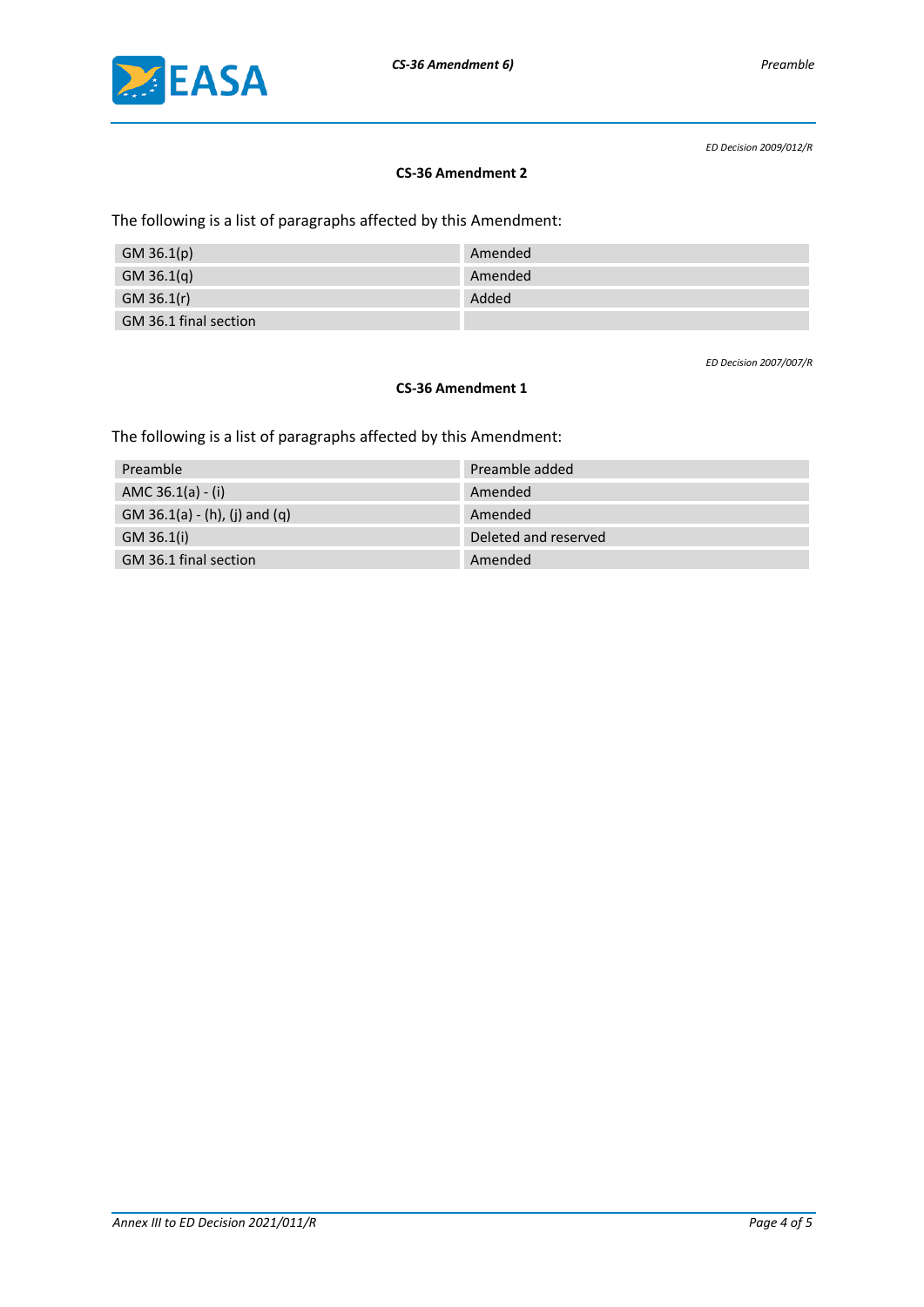*ED Decision 2009/012/R*

**CS-36 Amendment 2**

The following is a list of paragraphs affected by this Amendment:

| | |
|---|---|
| GM 36.1(p) | Amended |
| GM 36.1(q) | Amended |
| GM 36.1(r) | Added |
| GM 36.1 final section | |

*ED Decision 2007/007/R*

**CS-36 Amendment 1**

The following is a list of paragraphs affected by this Amendment:

| | |
|---|---|
| Preamble | Preamble added |
| AMC 36.1(a) - (i) | Amended |
| GM 36.1(a) - (h), (j) and (q) | Amended |
| GM 36.1(i) | Deleted and reserved |
| GM 36.1 final section | Amended |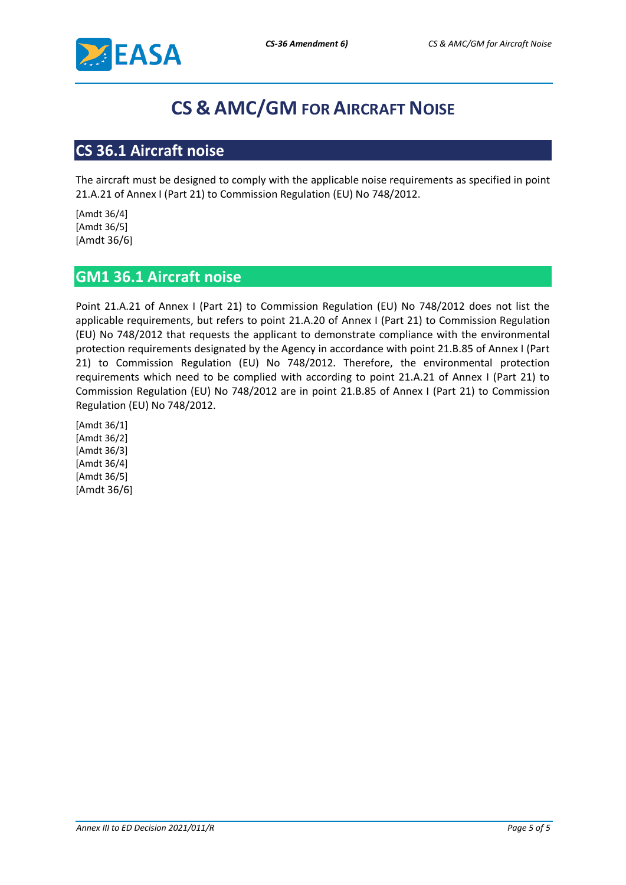# CS & AMC/GM FOR AIRCRAFT NOISE

## CS 36.1 Aircraft noise

The aircraft must be designed to comply with the applicable noise requirements as specified in point 21.A.21 of Annex I (Part 21) to Commission Regulation (EU) No 748/2012.

[Amdt 36/4]
[Amdt 36/5]
[Amdt 36/6]

## GM1 36.1 Aircraft noise

Point 21.A.21 of Annex I (Part 21) to Commission Regulation (EU) No 748/2012 does not list the applicable requirements, but refers to point 21.A.20 of Annex I (Part 21) to Commission Regulation (EU) No 748/2012 that requests the applicant to demonstrate compliance with the environmental protection requirements designated by the Agency in accordance with point 21.B.85 of Annex I (Part 21) to Commission Regulation (EU) No 748/2012. Therefore, the environmental protection requirements which need to be complied with according to point 21.A.21 of Annex I (Part 21) to Commission Regulation (EU) No 748/2012 are in point 21.B.85 of Annex I (Part 21) to Commission Regulation (EU) No 748/2012.

[Amdt 36/1]
[Amdt 36/2]
[Amdt 36/3]
[Amdt 36/4]
[Amdt 36/5]
[Amdt 36/6]